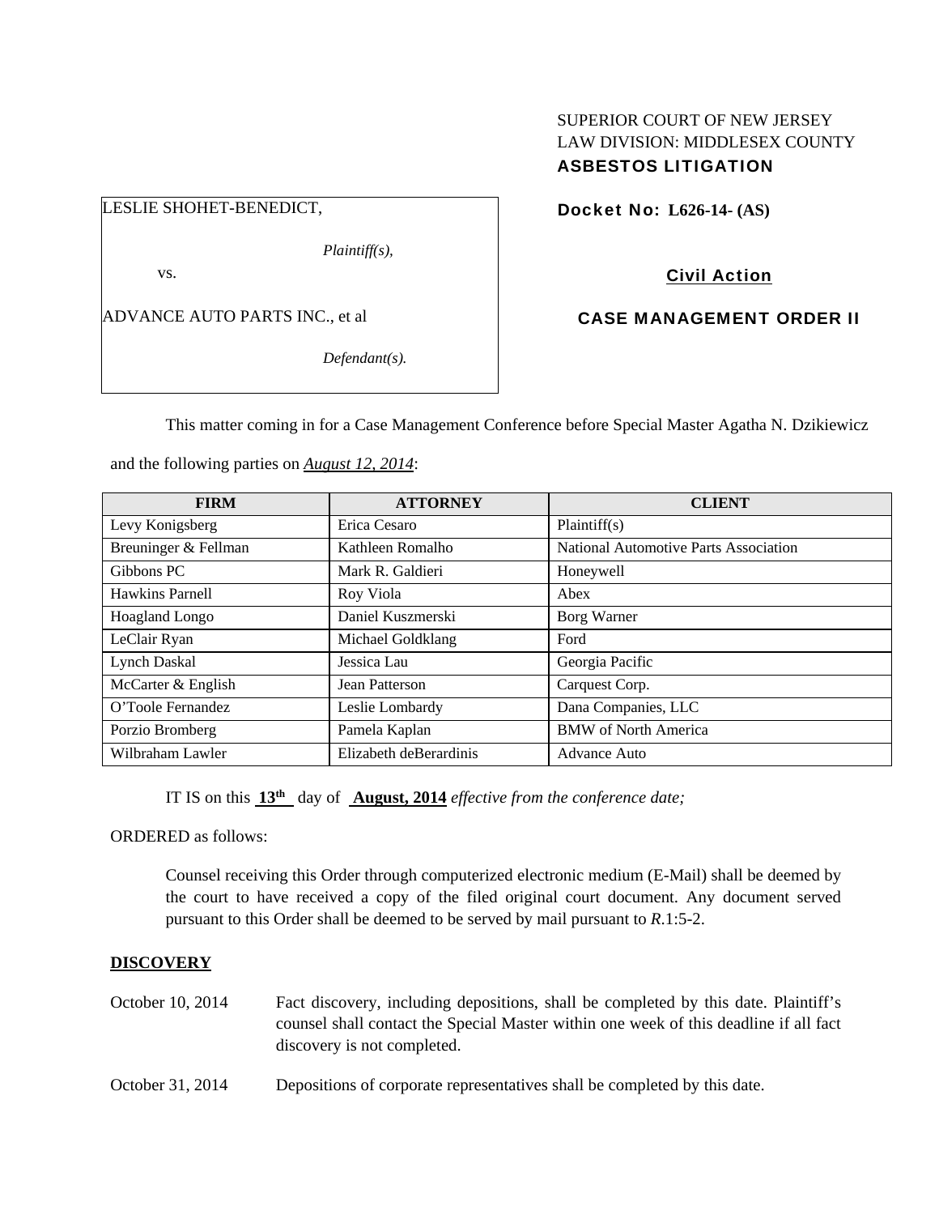SUPERIOR COURT OF NEW JERSEY
LAW DIVISION: MIDDLESEX COUNTY
**ASBESTOS LITIGATION**

LESLIE SHOHET-BENEDICT,

*Plaintiff(s),*

vs.

ADVANCE AUTO PARTS INC., et al

*Defendant(s).*

**Docket No: L626-14- (AS)**

**Civil Action**

**CASE MANAGEMENT ORDER II**

This matter coming in for a Case Management Conference before Special Master Agatha N. Dzikiewicz and the following parties on ***August 12, 2014***:

| FIRM | ATTORNEY | CLIENT |
|---|---|---|
| Levy Konigsberg | Erica Cesaro | Plaintiff(s) |
| Breuninger & Fellman | Kathleen Romalho | National Automotive Parts Association |
| Gibbons PC | Mark R. Galdieri | Honeywell |
| Hawkins Parnell | Roy Viola | Abex |
| Hoagland Longo | Daniel Kuszmerski | Borg Warner |
| LeClair Ryan | Michael Goldklang | Ford |
| Lynch Daskal | Jessica Lau | Georgia Pacific |
| McCarter & English | Jean Patterson | Carquest Corp. |
| O'Toole Fernandez | Leslie Lombardy | Dana Companies, LLC |
| Porzio Bromberg | Pamela Kaplan | BMW of North America |
| Wilbraham Lawler | Elizabeth deBerardinis | Advance Auto |

IT IS on this **13th** day of **August, 2014** *effective from the conference date;*

ORDERED as follows:

Counsel receiving this Order through computerized electronic medium (E-Mail) shall be deemed by the court to have received a copy of the filed original court document. Any document served pursuant to this Order shall be deemed to be served by mail pursuant to *R*.1:5-2.

**DISCOVERY**

October 10, 2014 — Fact discovery, including depositions, shall be completed by this date. Plaintiff's counsel shall contact the Special Master within one week of this deadline if all fact discovery is not completed.

October 31, 2014 — Depositions of corporate representatives shall be completed by this date.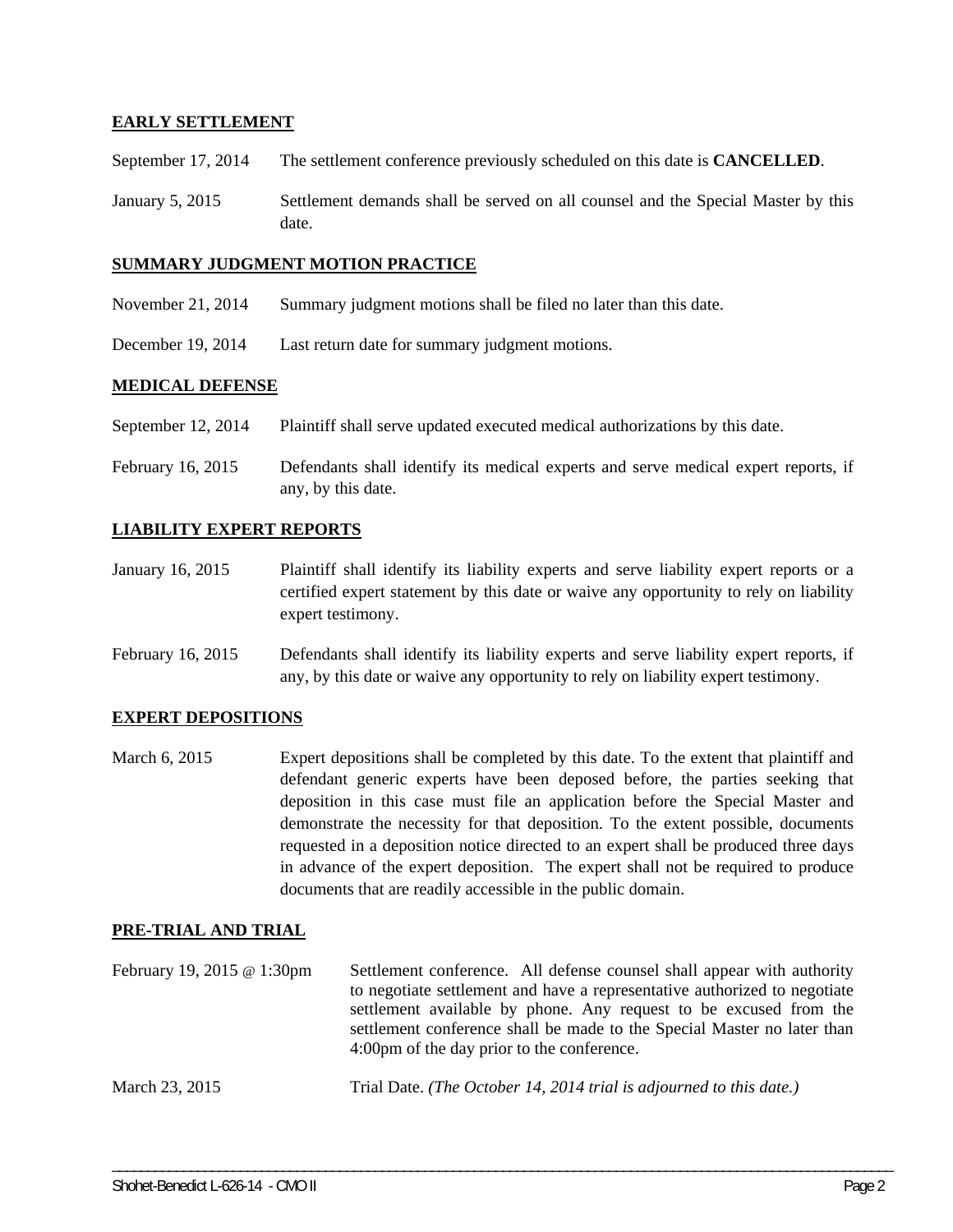**EARLY SETTLEMENT**

| | |
|---|---|
| September 17, 2014 | The settlement conference previously scheduled on this date is **CANCELLED**. |
| January 5, 2015 | Settlement demands shall be served on all counsel and the Special Master by this date. |

**SUMMARY JUDGMENT MOTION PRACTICE**

| | |
|---|---|
| November 21, 2014 | Summary judgment motions shall be filed no later than this date. |
| December 19, 2014 | Last return date for summary judgment motions. |

**MEDICAL DEFENSE**

| | |
|---|---|
| September 12, 2014 | Plaintiff shall serve updated executed medical authorizations by this date. |
| February 16, 2015 | Defendants shall identify its medical experts and serve medical expert reports, if any, by this date. |

**LIABILITY EXPERT REPORTS**

| | |
|---|---|
| January 16, 2015 | Plaintiff shall identify its liability experts and serve liability expert reports or a certified expert statement by this date or waive any opportunity to rely on liability expert testimony. |
| February 16, 2015 | Defendants shall identify its liability experts and serve liability expert reports, if any, by this date or waive any opportunity to rely on liability expert testimony. |

**EXPERT DEPOSITIONS**

| | |
|---|---|
| March 6, 2015 | Expert depositions shall be completed by this date. To the extent that plaintiff and defendant generic experts have been deposed before, the parties seeking that deposition in this case must file an application before the Special Master and demonstrate the necessity for that deposition. To the extent possible, documents requested in a deposition notice directed to an expert shall be produced three days in advance of the expert deposition. The expert shall not be required to produce documents that are readily accessible in the public domain. |

**PRE-TRIAL AND TRIAL**

| | |
|---|---|
| February 19, 2015 @ 1:30pm | Settlement conference. All defense counsel shall appear with authority to negotiate settlement and have a representative authorized to negotiate settlement available by phone. Any request to be excused from the settlement conference shall be made to the Special Master no later than 4:00pm of the day prior to the conference. |
| March 23, 2015 | Trial Date. *(The October 14, 2014 trial is adjourned to this date.)* |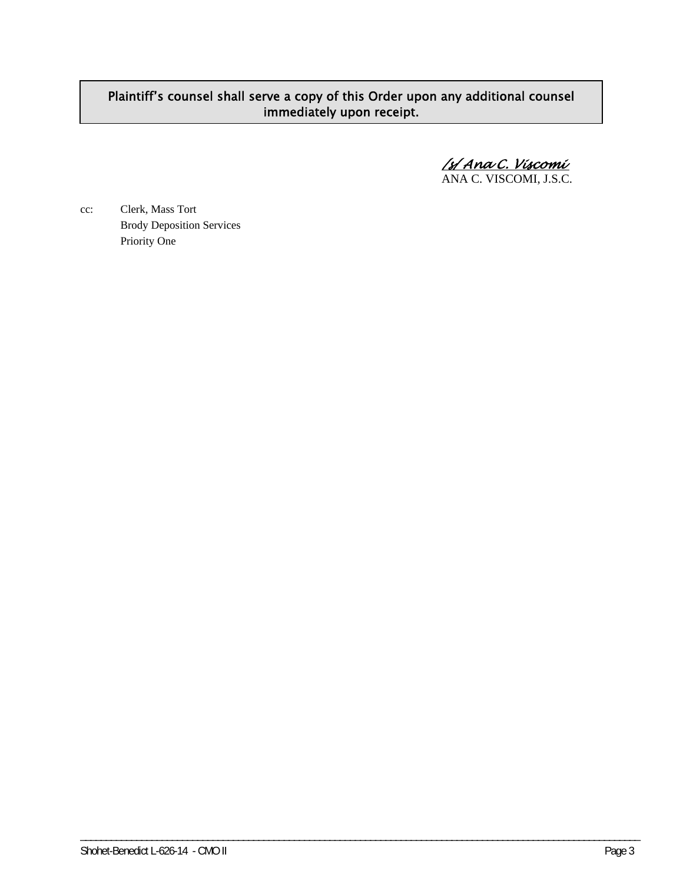**Plaintiff's counsel shall serve a copy of this Order upon any additional counsel immediately upon receipt.**

/s/ Ana C. Viscomi
ANA C. VISCOMI, J.S.C.

cc: Clerk, Mass Tort
Brody Deposition Services
Priority One